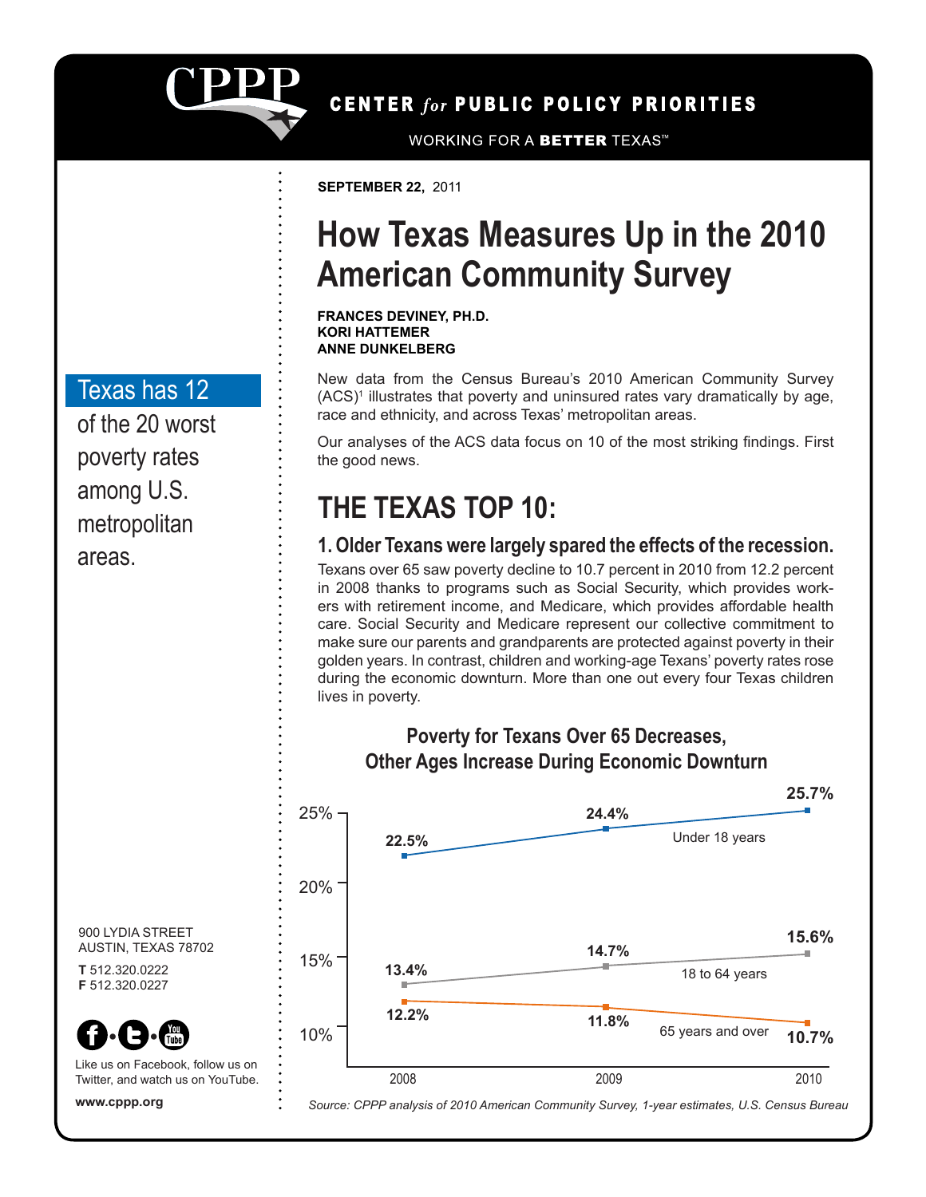CENTER *for* PUBLIC POLICY PRIORITIES

WORKING FOR A **BETTER** TEXAS™

**SEPTEMBER 22,** 2011

# How Texas Measures Up in the 2010 American Community Survey

**FRANCES DEVINEY, PH.D.**
**KORI HATTEMER**
**ANNE DUNKELBERG**

Texas has 12 of the 20 worst poverty rates among U.S. metropolitan areas.

New data from the Census Bureau's 2010 American Community Survey (ACS)[1] illustrates that poverty and uninsured rates vary dramatically by age, race and ethnicity, and across Texas' metropolitan areas.

Our analyses of the ACS data focus on 10 of the most striking findings. First the good news.

## THE TEXAS TOP 10:

### 1. Older Texans were largely spared the effects of the recession.

Texans over 65 saw poverty decline to 10.7 percent in 2010 from 12.2 percent in 2008 thanks to programs such as Social Security, which provides workers with retirement income, and Medicare, which provides affordable health care. Social Security and Medicare represent our collective commitment to make sure our parents and grandparents are protected against poverty in their golden years. In contrast, children and working-age Texans' poverty rates rose during the economic downturn. More than one out every four Texas children lives in poverty.

**Poverty for Texans Over 65 Decreases, Other Ages Increase During Economic Downturn**

| | 2008 | 2009 | 2010 |
|---|---|---|---|
| Under 18 years | 22.5% | 24.4% | 25.7% |
| 18 to 64 years | 13.4% | 14.7% | 15.6% |
| 65 years and over | 12.2% | 11.8% | 10.7% |

*Source: CPPP analysis of 2010 American Community Survey, 1-year estimates, U.S. Census Bureau*

900 LYDIA STREET
AUSTIN, TEXAS 78702
**T** 512.320.0222
**F** 512.320.0227

Like us on Facebook, follow us on Twitter, and watch us on YouTube.

**www.cppp.org**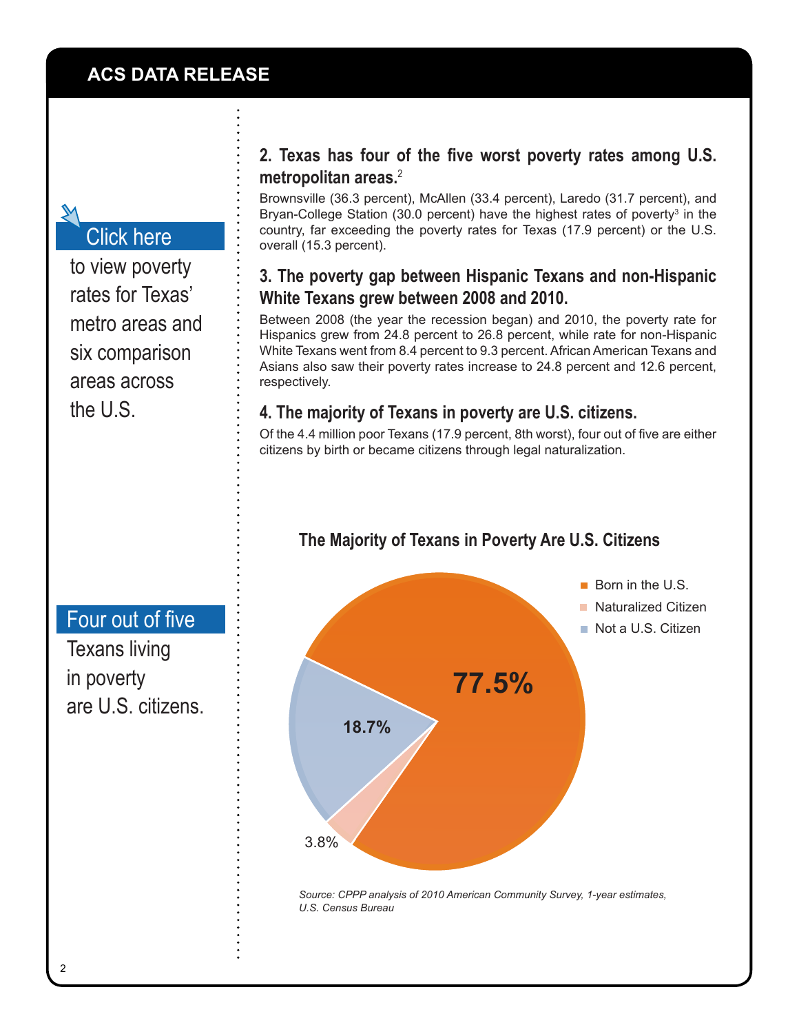## ACS DATA RELEASE

**Click here** to view poverty rates for Texas' metro areas and six comparison areas across the U.S.

### 2. Texas has four of the five worst poverty rates among U.S. metropolitan areas.[2]

Brownsville (36.3 percent), McAllen (33.4 percent), Laredo (31.7 percent), and Bryan-College Station (30.0 percent) have the highest rates of poverty[3] in the country, far exceeding the poverty rates for Texas (17.9 percent) or the U.S. overall (15.3 percent).

### 3. The poverty gap between Hispanic Texans and non-Hispanic White Texans grew between 2008 and 2010.

Between 2008 (the year the recession began) and 2010, the poverty rate for Hispanics grew from 24.8 percent to 26.8 percent, while rate for non-Hispanic White Texans went from 8.4 percent to 9.3 percent. African American Texans and Asians also saw their poverty rates increase to 24.8 percent and 12.6 percent, respectively.

### 4. The majority of Texans in poverty are U.S. citizens.

Of the 4.4 million poor Texans (17.9 percent, 8th worst), four out of five are either citizens by birth or became citizens through legal naturalization.

**Four out of five** Texans living in poverty are U.S. citizens.

**The Majority of Texans in Poverty Are U.S. Citizens**

| Category | Percent |
|---|---|
| Born in the U.S. | 77.5% |
| Naturalized Citizen | 3.8% |
| Not a U.S. Citizen | 18.7% |

*Source: CPPP analysis of 2010 American Community Survey, 1-year estimates, U.S. Census Bureau*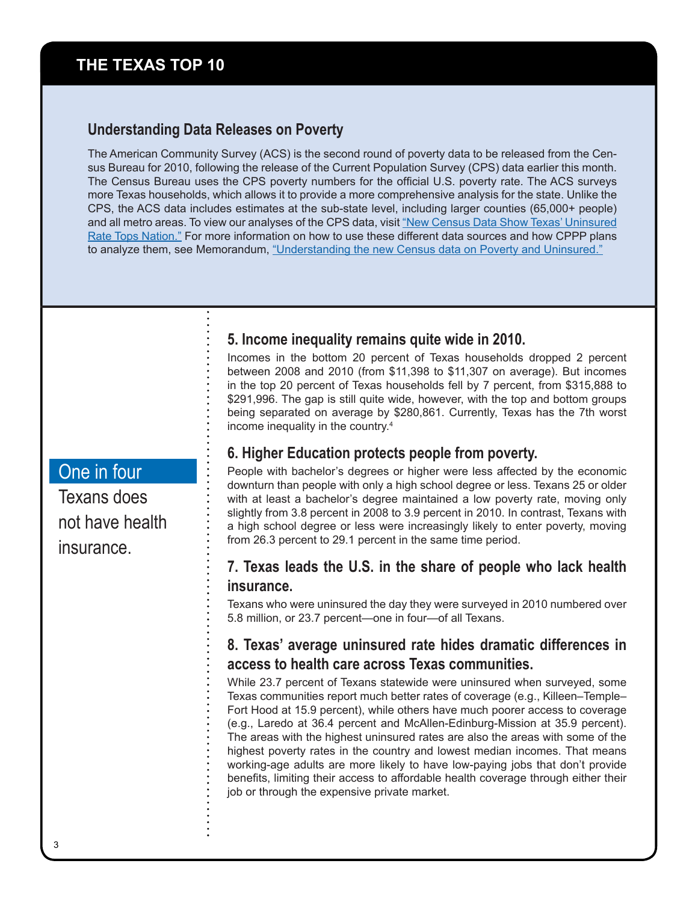# THE TEXAS TOP 10

## Understanding Data Releases on Poverty

The American Community Survey (ACS) is the second round of poverty data to be released from the Census Bureau for 2010, following the release of the Current Population Survey (CPS) data earlier this month. The Census Bureau uses the CPS poverty numbers for the official U.S. poverty rate. The ACS surveys more Texas households, which allows it to provide a more comprehensive analysis for the state. Unlike the CPS, the ACS data includes estimates at the sub-state level, including larger counties (65,000+ people) and all metro areas. To view our analyses of the CPS data, visit "New Census Data Show Texas' Uninsured Rate Tops Nation." For more information on how to use these different data sources and how CPPP plans to analyze them, see Memorandum, "Understanding the new Census data on Poverty and Uninsured."

One in four Texans does not have health insurance.

### 5. Income inequality remains quite wide in 2010.

Incomes in the bottom 20 percent of Texas households dropped 2 percent between 2008 and 2010 (from $11,398 to $11,307 on average). But incomes in the top 20 percent of Texas households fell by 7 percent, from $315,888 to $291,996. The gap is still quite wide, however, with the top and bottom groups being separated on average by $280,861. Currently, Texas has the 7th worst income inequality in the country.[4]

### 6. Higher Education protects people from poverty.

People with bachelor's degrees or higher were less affected by the economic downturn than people with only a high school degree or less. Texans 25 or older with at least a bachelor's degree maintained a low poverty rate, moving only slightly from 3.8 percent in 2008 to 3.9 percent in 2010. In contrast, Texans with a high school degree or less were increasingly likely to enter poverty, moving from 26.3 percent to 29.1 percent in the same time period.

### 7. Texas leads the U.S. in the share of people who lack health insurance.

Texans who were uninsured the day they were surveyed in 2010 numbered over 5.8 million, or 23.7 percent—one in four—of all Texans.

### 8. Texas' average uninsured rate hides dramatic differences in access to health care across Texas communities.

While 23.7 percent of Texans statewide were uninsured when surveyed, some Texas communities report much better rates of coverage (e.g., Killeen–Temple–Fort Hood at 15.9 percent), while others have much poorer access to coverage (e.g., Laredo at 36.4 percent and McAllen-Edinburg-Mission at 35.9 percent). The areas with the highest uninsured rates are also the areas with some of the highest poverty rates in the country and lowest median incomes. That means working-age adults are more likely to have low-paying jobs that don't provide benefits, limiting their access to affordable health coverage through either their job or through the expensive private market.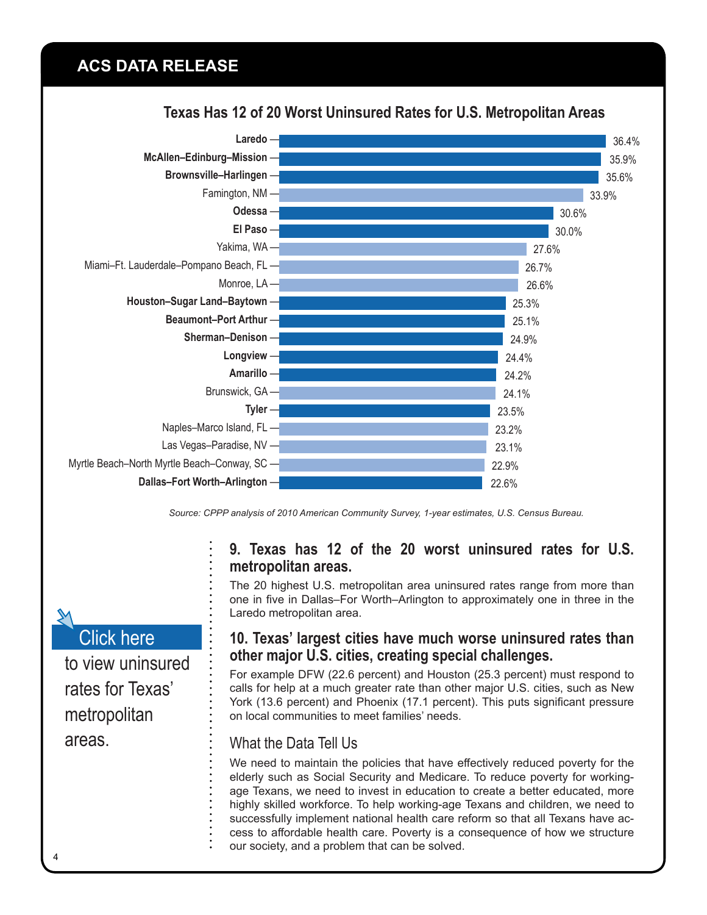## ACS DATA RELEASE

### Texas Has 12 of 20 Worst Uninsured Rates for U.S. Metropolitan Areas

| Metropolitan Area | Uninsured Rate |
|---|---|
| **Laredo** | 36.4% |
| **McAllen–Edinburg–Mission** | 35.9% |
| **Brownsville–Harlingen** | 35.6% |
| Famington, NM | 33.9% |
| **Odessa** | 30.6% |
| **El Paso** | 30.0% |
| Yakima, WA | 27.6% |
| Miami–Ft. Lauderdale–Pompano Beach, FL | 26.7% |
| Monroe, LA | 26.6% |
| **Houston–Sugar Land–Baytown** | 25.3% |
| **Beaumont–Port Arthur** | 25.1% |
| **Sherman–Denison** | 24.9% |
| **Longview** | 24.4% |
| **Amarillo** | 24.2% |
| Brunswick, GA | 24.1% |
| **Tyler** | 23.5% |
| Naples–Marco Island, FL | 23.2% |
| Las Vegas–Paradise, NV | 23.1% |
| Myrtle Beach–North Myrtle Beach–Conway, SC | 22.9% |
| **Dallas–Fort Worth–Arlington** | 22.6% |

*Source: CPPP analysis of 2010 American Community Survey, 1-year estimates, U.S. Census Bureau.*

Click here to view uninsured rates for Texas' metropolitan areas.

### 9. Texas has 12 of the 20 worst uninsured rates for U.S. metropolitan areas.

The 20 highest U.S. metropolitan area uninsured rates range from more than one in five in Dallas–For Worth–Arlington to approximately one in three in the Laredo metropolitan area.

### 10. Texas' largest cities have much worse uninsured rates than other major U.S. cities, creating special challenges.

For example DFW (22.6 percent) and Houston (25.3 percent) must respond to calls for help at a much greater rate than other major U.S. cities, such as New York (13.6 percent) and Phoenix (17.1 percent). This puts significant pressure on local communities to meet families' needs.

### What the Data Tell Us

We need to maintain the policies that have effectively reduced poverty for the elderly such as Social Security and Medicare. To reduce poverty for working-age Texans, we need to invest in education to create a better educated, more highly skilled workforce. To help working-age Texans and children, we need to successfully implement national health care reform so that all Texans have access to affordable health care. Poverty is a consequence of how we structure our society, and a problem that can be solved.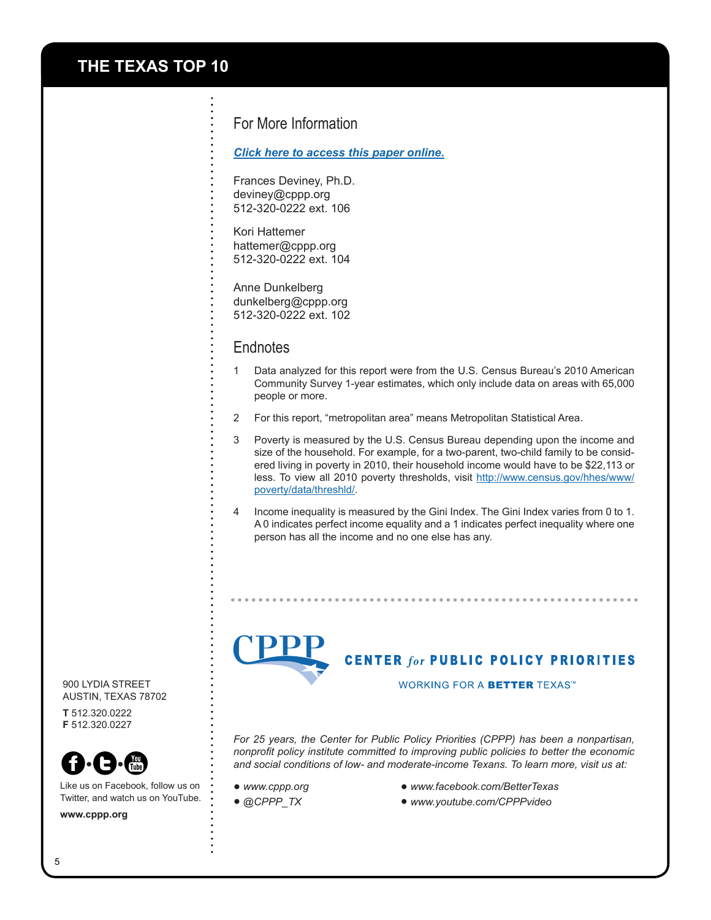## For More Information

***Click here to access this paper online.***

Frances Deviney, Ph.D.
deviney@cppp.org
512-320-0222 ext. 106

Kori Hattemer
hattemer@cppp.org
512-320-0222 ext. 104

Anne Dunkelberg
dunkelberg@cppp.org
512-320-0222 ext. 102

## Endnotes

1. Data analyzed for this report were from the U.S. Census Bureau's 2010 American Community Survey 1-year estimates, which only include data on areas with 65,000 people or more.

2. For this report, "metropolitan area" means Metropolitan Statistical Area.

3. Poverty is measured by the U.S. Census Bureau depending upon the income and size of the household. For example, for a two-parent, two-child family to be considered living in poverty in 2010, their household income would have to be $22,113 or less. To view all 2010 poverty thresholds, visit http://www.census.gov/hhes/www/poverty/data/threshld/.

4. Income inequality is measured by the Gini Index. The Gini Index varies from 0 to 1. A 0 indicates perfect income equality and a 1 indicates perfect inequality where one person has all the income and no one else has any.

CPPP **CENTER *for* PUBLIC POLICY PRIORITIES**

WORKING FOR A **BETTER** TEXAS™

*For 25 years, the Center for Public Policy Priorities (CPPP) has been a nonpartisan, nonprofit policy institute committed to improving public policies to better the economic and social conditions of low- and moderate-income Texans. To learn more, visit us at:*

- *www.cppp.org*
- *@CPPP_TX*
- *www.facebook.com/BetterTexas*
- *www.youtube.com/CPPPvideo*

900 LYDIA STREET
AUSTIN, TEXAS 78702

**T** 512.320.0222
**F** 512.320.0227

Like us on Facebook, follow us on Twitter, and watch us on YouTube.

**www.cppp.org**